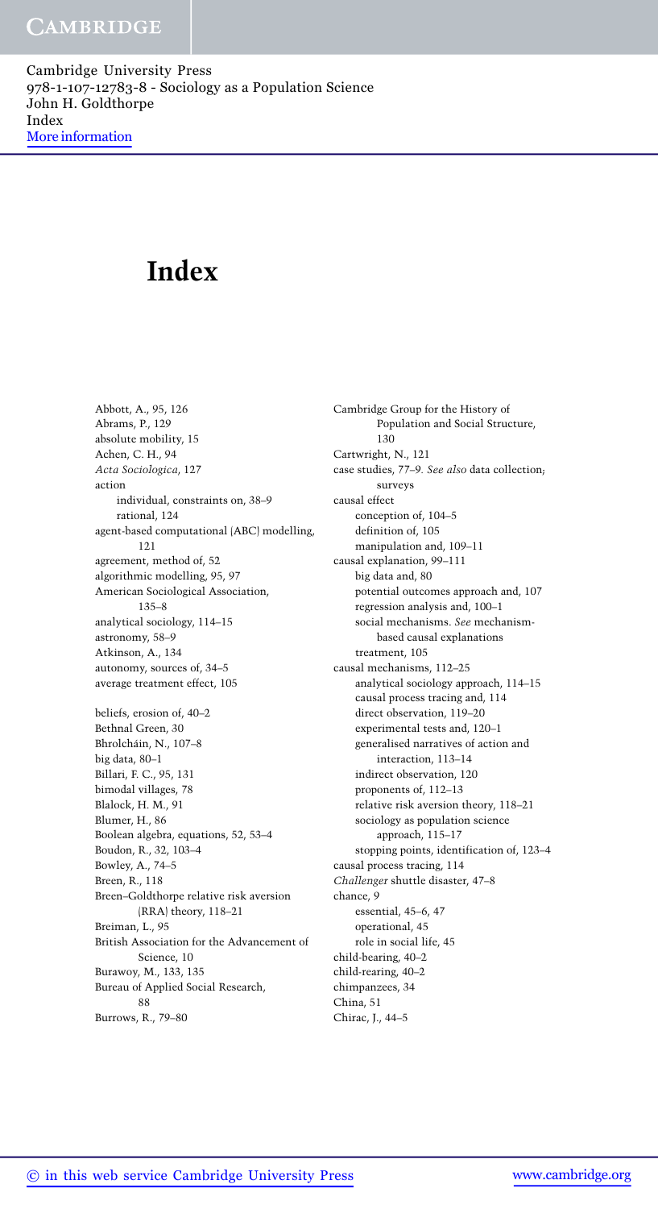# Index

Abbott, A., 95, 126
Abrams, P., 129
absolute mobility, 15
Achen, C. H., 94
*Acta Sociologica*, 127
action
  individual, constraints on, 38–9
  rational, 124
agent-based computational (ABC) modelling, 121
agreement, method of, 52
algorithmic modelling, 95, 97
American Sociological Association, 135–8
analytical sociology, 114–15
astronomy, 58–9
Atkinson, A., 134
autonomy, sources of, 34–5
average treatment effect, 105

beliefs, erosion of, 40–2
Bethnal Green, 30
Bhrolcháin, N., 107–8
big data, 80–1
Billari, F. C., 95, 131
bimodal villages, 78
Blalock, H. M., 91
Blumer, H., 86
Boolean algebra, equations, 52, 53–4
Boudon, R., 32, 103–4
Bowley, A., 74–5
Breen, R., 118
Breen–Goldthorpe relative risk aversion (RRA) theory, 118–21
Breiman, L., 95
British Association for the Advancement of Science, 10
Burawoy, M., 133, 135
Bureau of Applied Social Research, 88
Burrows, R., 79–80

Cambridge Group for the History of Population and Social Structure, 130
Cartwright, N., 121
case studies, 77–9. *See also* data collection; surveys
causal effect
  conception of, 104–5
  definition of, 105
  manipulation and, 109–11
causal explanation, 99–111
  big data and, 80
  potential outcomes approach and, 107
  regression analysis and, 100–1
  social mechanisms. *See* mechanism-based causal explanations
  treatment, 105
causal mechanisms, 112–25
  analytical sociology approach, 114–15
  causal process tracing and, 114
  direct observation, 119–20
  experimental tests and, 120–1
  generalised narratives of action and interaction, 113–14
  indirect observation, 120
  proponents of, 112–13
  relative risk aversion theory, 118–21
  sociology as population science approach, 115–17
  stopping points, identification of, 123–4
causal process tracing, 114
*Challenger* shuttle disaster, 47–8
chance, 9
  essential, 45–6, 47
  operational, 45
  role in social life, 45
child-bearing, 40–2
child-rearing, 40–2
chimpanzees, 34
China, 51
Chirac, J., 44–5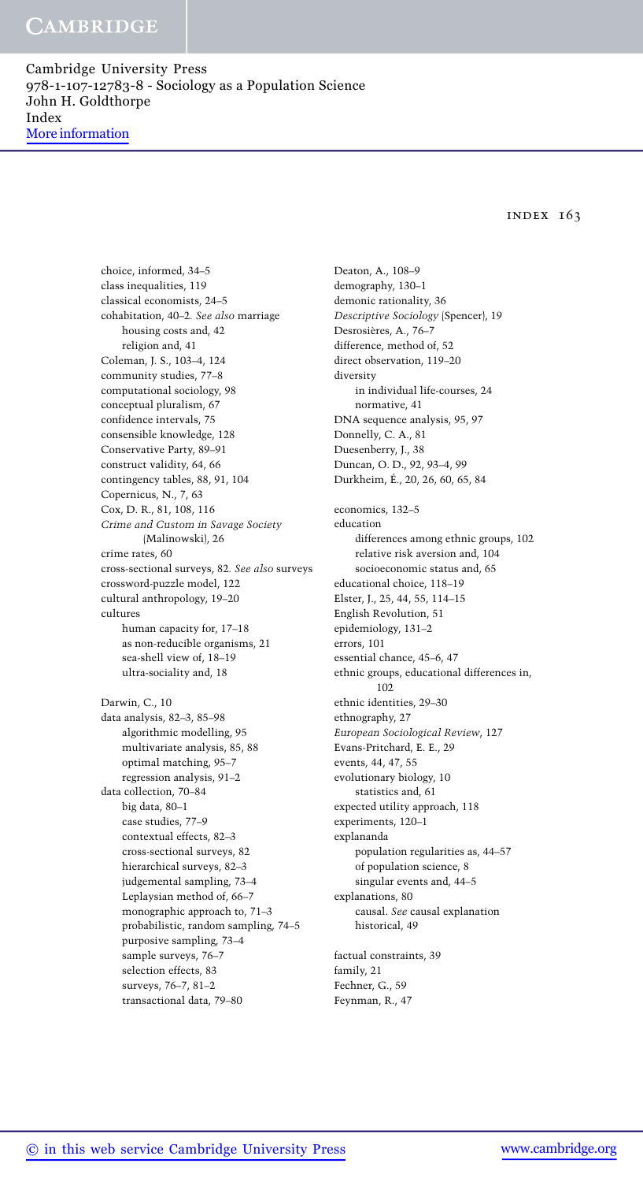choice, informed, 34–5
class inequalities, 119
classical economists, 24–5
cohabitation, 40–2. *See also* marriage
- housing costs and, 42
- religion and, 41

Coleman, J. S., 103–4, 124
community studies, 77–8
computational sociology, 98
conceptual pluralism, 67
confidence intervals, 75
consensible knowledge, 128
Conservative Party, 89–91
construct validity, 64, 66
contingency tables, 88, 91, 104
Copernicus, N., 7, 63
Cox, D. R., 81, 108, 116
*Crime and Custom in Savage Society* (Malinowski), 26
crime rates, 60
cross-sectional surveys, 82. *See also* surveys
crossword-puzzle model, 122
cultural anthropology, 19–20
cultures
- human capacity for, 17–18
- as non-reducible organisms, 21
- sea-shell view of, 18–19
- ultra-sociality and, 18

Darwin, C., 10
data analysis, 82–3, 85–98
- algorithmic modelling, 95
- multivariate analysis, 85, 88
- optimal matching, 95–7
- regression analysis, 91–2

data collection, 70–84
- big data, 80–1
- case studies, 77–9
- contextual effects, 82–3
- cross-sectional surveys, 82
- hierarchical surveys, 82–3
- judgemental sampling, 73–4
- Leplaysian method of, 66–7
- monographic approach to, 71–3
- probabilistic, random sampling, 74–5
- purposive sampling, 73–4
- sample surveys, 76–7
- selection effects, 83
- surveys, 76–7, 81–2
- transactional data, 79–80

Deaton, A., 108–9
demography, 130–1
demonic rationality, 36
*Descriptive Sociology* (Spencer), 19
Desrosières, A., 76–7
difference, method of, 52
direct observation, 119–20
diversity
- in individual life-courses, 24
- normative, 41

DNA sequence analysis, 95, 97
Donnelly, C. A., 81
Duesenberry, J., 38
Duncan, O. D., 92, 93–4, 99
Durkheim, É., 20, 26, 60, 65, 84

economics, 132–5
education
- differences among ethnic groups, 102
- relative risk aversion and, 104
- socioeconomic status and, 65

educational choice, 118–19
Elster, J., 25, 44, 55, 114–15
English Revolution, 51
epidemiology, 131–2
errors, 101
essential chance, 45–6, 47
ethnic groups, educational differences in, 102
ethnic identities, 29–30
ethnography, 27
*European Sociological Review*, 127
Evans-Pritchard, E. E., 29
events, 44, 47, 55
evolutionary biology, 10
- statistics and, 61

expected utility approach, 118
experiments, 120–1
explananda
- population regularities as, 44–57
- of population science, 8
- singular events and, 44–5

explanations, 80
- causal. *See* causal explanation
- historical, 49

factual constraints, 39
family, 21
Fechner, G., 59
Feynman, R., 47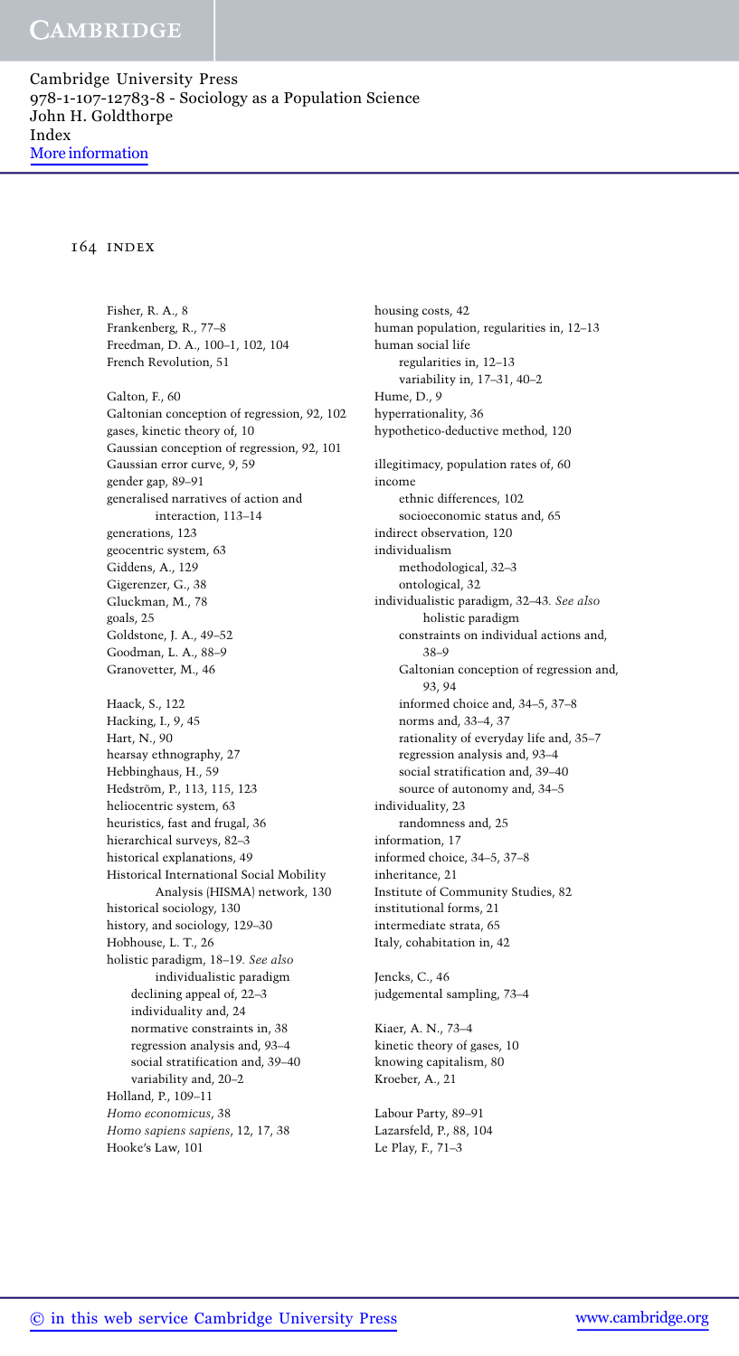Fisher, R. A., 8
Frankenberg, R., 77–8
Freedman, D. A., 100–1, 102, 104
French Revolution, 51

Galton, F., 60
Galtonian conception of regression, 92, 102
gases, kinetic theory of, 10
Gaussian conception of regression, 92, 101
Gaussian error curve, 9, 59
gender gap, 89–91
generalised narratives of action and interaction, 113–14
generations, 123
geocentric system, 63
Giddens, A., 129
Gigerenzer, G., 38
Gluckman, M., 78
goals, 25
Goldstone, J. A., 49–52
Goodman, L. A., 88–9
Granovetter, M., 46

Haack, S., 122
Hacking, I., 9, 45
Hart, N., 90
hearsay ethnography, 27
Hebbinghaus, H., 59
Hedström, P., 113, 115, 123
heliocentric system, 63
heuristics, fast and frugal, 36
hierarchical surveys, 82–3
historical explanations, 49
Historical International Social Mobility Analysis (HISMA) network, 130
historical sociology, 130
history, and sociology, 129–30
Hobhouse, L. T., 26
holistic paradigm, 18–19. *See also* individualistic paradigm
- declining appeal of, 22–3
- individuality and, 24
- normative constraints in, 38
- regression analysis and, 93–4
- social stratification and, 39–40
- variability and, 20–2

Holland, P., 109–11
*Homo economicus*, 38
*Homo sapiens sapiens*, 12, 17, 38
Hooke's Law, 101

housing costs, 42
human population, regularities in, 12–13
human social life
- regularities in, 12–13
- variability in, 17–31, 40–2

Hume, D., 9
hyperrationality, 36
hypothetico-deductive method, 120

illegitimacy, population rates of, 60
income
- ethnic differences, 102
- socioeconomic status and, 65

indirect observation, 120
individualism
- methodological, 32–3
- ontological, 32

individualistic paradigm, 32–43. *See also* holistic paradigm
- constraints on individual actions and, 38–9
- Galtonian conception of regression and, 93, 94
- informed choice and, 34–5, 37–8
- norms and, 33–4, 37
- rationality of everyday life and, 35–7
- regression analysis and, 93–4
- social stratification and, 39–40
- source of autonomy and, 34–5

individuality, 23
- randomness and, 25

information, 17
informed choice, 34–5, 37–8
inheritance, 21
Institute of Community Studies, 82
institutional forms, 21
intermediate strata, 65
Italy, cohabitation in, 42

Jencks, C., 46
judgemental sampling, 73–4

Kiaer, A. N., 73–4
kinetic theory of gases, 10
knowing capitalism, 80
Kroeber, A., 21

Labour Party, 89–91
Lazarsfeld, P., 88, 104
Le Play, F., 71–3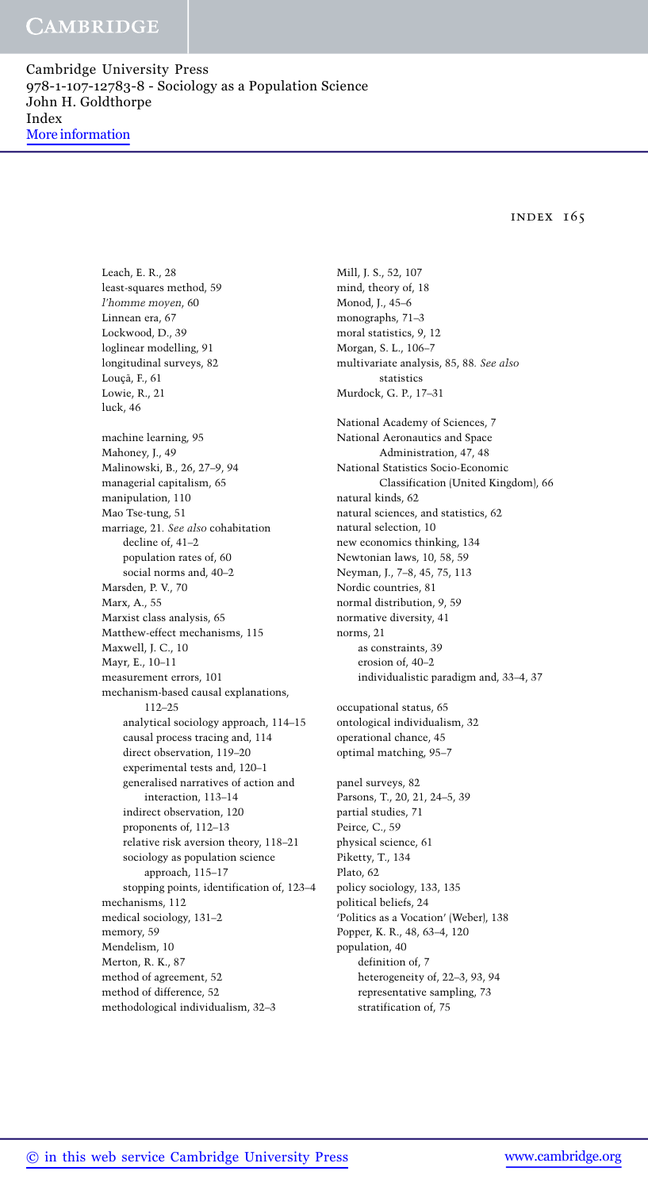Leach, E. R., 28
least-squares method, 59
*l'homme moyen*, 60
Linnean era, 67
Lockwood, D., 39
loglinear modelling, 91
longitudinal surveys, 82
Louçã, F., 61
Lowie, R., 21
luck, 46

machine learning, 95
Mahoney, J., 49
Malinowski, B., 26, 27–9, 94
managerial capitalism, 65
manipulation, 110
Mao Tse-tung, 51
marriage, 21. *See also* cohabitation
- decline of, 41–2
- population rates of, 60
- social norms and, 40–2

Marsden, P. V., 70
Marx, A., 55
Marxist class analysis, 65
Matthew-effect mechanisms, 115
Maxwell, J. C., 10
Mayr, E., 10–11
measurement errors, 101
mechanism-based causal explanations, 112–25
- analytical sociology approach, 114–15
- causal process tracing and, 114
- direct observation, 119–20
- experimental tests and, 120–1
- generalised narratives of action and interaction, 113–14
- indirect observation, 120
- proponents of, 112–13
- relative risk aversion theory, 118–21
- sociology as population science approach, 115–17
- stopping points, identification of, 123–4

mechanisms, 112
medical sociology, 131–2
memory, 59
Mendelism, 10
Merton, R. K., 87
method of agreement, 52
method of difference, 52
methodological individualism, 32–3
Mill, J. S., 52, 107
mind, theory of, 18
Monod, J., 45–6
monographs, 71–3
moral statistics, 9, 12
Morgan, S. L., 106–7
multivariate analysis, 85, 88. *See also* statistics
Murdock, G. P., 17–31

National Academy of Sciences, 7
National Aeronautics and Space Administration, 47, 48
National Statistics Socio-Economic Classification (United Kingdom), 66
natural kinds, 62
natural sciences, and statistics, 62
natural selection, 10
new economics thinking, 134
Newtonian laws, 10, 58, 59
Neyman, J., 7–8, 45, 75, 113
Nordic countries, 81
normal distribution, 9, 59
normative diversity, 41
norms, 21
- as constraints, 39
- erosion of, 40–2
- individualistic paradigm and, 33–4, 37

occupational status, 65
ontological individualism, 32
operational chance, 45
optimal matching, 95–7

panel surveys, 82
Parsons, T., 20, 21, 24–5, 39
partial studies, 71
Peirce, C., 59
physical science, 61
Piketty, T., 134
Plato, 62
policy sociology, 133, 135
political beliefs, 24
'Politics as a Vocation' (Weber), 138
Popper, K. R., 48, 63–4, 120
population, 40
- definition of, 7
- heterogeneity of, 22–3, 93, 94
- representative sampling, 73
- stratification of, 75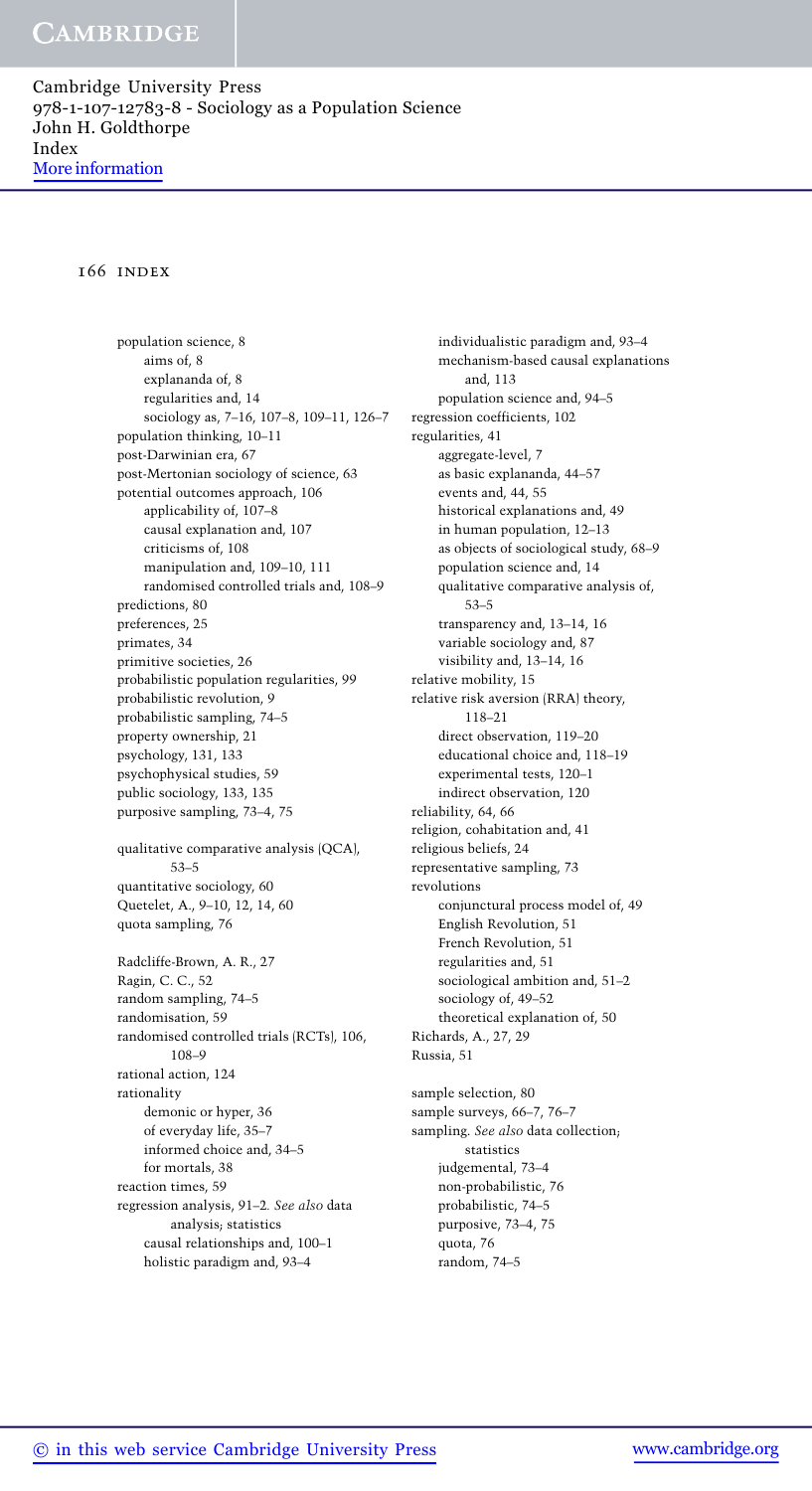population science, 8
- aims of, 8
- explananda of, 8
- regularities and, 14
- sociology as, 7–16, 107–8, 109–11, 126–7

population thinking, 10–11
post-Darwinian era, 67
post-Mertonian sociology of science, 63
potential outcomes approach, 106
- applicability of, 107–8
- causal explanation and, 107
- criticisms of, 108
- manipulation and, 109–10, 111
- randomised controlled trials and, 108–9

predictions, 80
preferences, 25
primates, 34
primitive societies, 26
probabilistic population regularities, 99
probabilistic revolution, 9
probabilistic sampling, 74–5
property ownership, 21
psychology, 131, 133
psychophysical studies, 59
public sociology, 133, 135
purposive sampling, 73–4, 75

qualitative comparative analysis (QCA), 53–5
quantitative sociology, 60
Quetelet, A., 9–10, 12, 14, 60
quota sampling, 76

Radcliffe-Brown, A. R., 27
Ragin, C. C., 52
random sampling, 74–5
randomisation, 59
randomised controlled trials (RCTs), 106, 108–9
rational action, 124
rationality
- demonic or hyper, 36
- of everyday life, 35–7
- informed choice and, 34–5
- for mortals, 38

reaction times, 59
regression analysis, 91–2. *See also* data analysis; statistics
- causal relationships and, 100–1
- holistic paradigm and, 93–4
- individualistic paradigm and, 93–4
- mechanism-based causal explanations and, 113
- population science and, 94–5

regression coefficients, 102
regularities, 41
- aggregate-level, 7
- as basic explananda, 44–57
- events and, 44, 55
- historical explanations and, 49
- in human population, 12–13
- as objects of sociological study, 68–9
- population science and, 14
- qualitative comparative analysis of, 53–5
- transparency and, 13–14, 16
- variable sociology and, 87
- visibility and, 13–14, 16

relative mobility, 15
relative risk aversion (RRA) theory, 118–21
- direct observation, 119–20
- educational choice and, 118–19
- experimental tests, 120–1
- indirect observation, 120

reliability, 64, 66
religion, cohabitation and, 41
religious beliefs, 24
representative sampling, 73
revolutions
- conjunctural process model of, 49
- English Revolution, 51
- French Revolution, 51
- regularities and, 51
- sociological ambition and, 51–2
- sociology of, 49–52
- theoretical explanation of, 50

Richards, A., 27, 29
Russia, 51

sample selection, 80
sample surveys, 66–7, 76–7
sampling. *See also* data collection; statistics
- judgemental, 73–4
- non-probabilistic, 76
- probabilistic, 74–5
- purposive, 73–4, 75
- quota, 76
- random, 74–5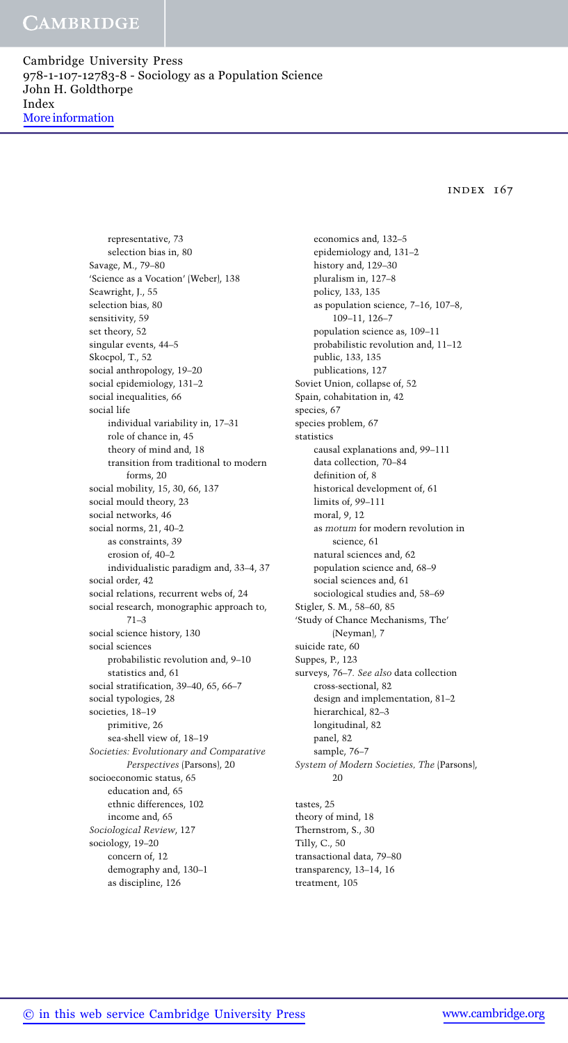representative, 73
  selection bias in, 80
Savage, M., 79–80
'Science as a Vocation' (Weber), 138
Seawright, J., 55
selection bias, 80
sensitivity, 59
set theory, 52
singular events, 44–5
Skocpol, T., 52
social anthropology, 19–20
social epidemiology, 131–2
social inequalities, 66
social life
  individual variability in, 17–31
  role of chance in, 45
  theory of mind and, 18
  transition from traditional to modern forms, 20
social mobility, 15, 30, 66, 137
social mould theory, 23
social networks, 46
social norms, 21, 40–2
  as constraints, 39
  erosion of, 40–2
  individualistic paradigm and, 33–4, 37
social order, 42
social relations, recurrent webs of, 24
social research, monographic approach to, 71–3
social science history, 130
social sciences
  probabilistic revolution and, 9–10
  statistics and, 61
social stratification, 39–40, 65, 66–7
social typologies, 28
societies, 18–19
  primitive, 26
  sea-shell view of, 18–19
*Societies: Evolutionary and Comparative Perspectives* (Parsons), 20
socioeconomic status, 65
  education and, 65
  ethnic differences, 102
  income and, 65
*Sociological Review*, 127
sociology, 19–20
  concern of, 12
  demography and, 130–1
  as discipline, 126
  economics and, 132–5
  epidemiology and, 131–2
  history and, 129–30
  pluralism in, 127–8
  policy, 133, 135
  as population science, 7–16, 107–8, 109–11, 126–7
  population science as, 109–11
  probabilistic revolution and, 11–12
  public, 133, 135
  publications, 127
Soviet Union, collapse of, 52
Spain, cohabitation in, 42
species, 67
species problem, 67
statistics
  causal explanations and, 99–111
  data collection, 70–84
  definition of, 8
  historical development of, 61
  limits of, 99–111
  moral, 9, 12
  as *motum* for modern revolution in science, 61
  natural sciences and, 62
  population science and, 68–9
  social sciences and, 61
  sociological studies and, 58–69
Stigler, S. M., 58–60, 85
'Study of Chance Mechanisms, The' (Neyman), 7
suicide rate, 60
Suppes, P., 123
surveys, 76–7. *See also* data collection
  cross-sectional, 82
  design and implementation, 81–2
  hierarchical, 82–3
  longitudinal, 82
  panel, 82
  sample, 76–7
*System of Modern Societies, The* (Parsons), 20

tastes, 25
theory of mind, 18
Thernstrom, S., 30
Tilly, C., 50
transactional data, 79–80
transparency, 13–14, 16
treatment, 105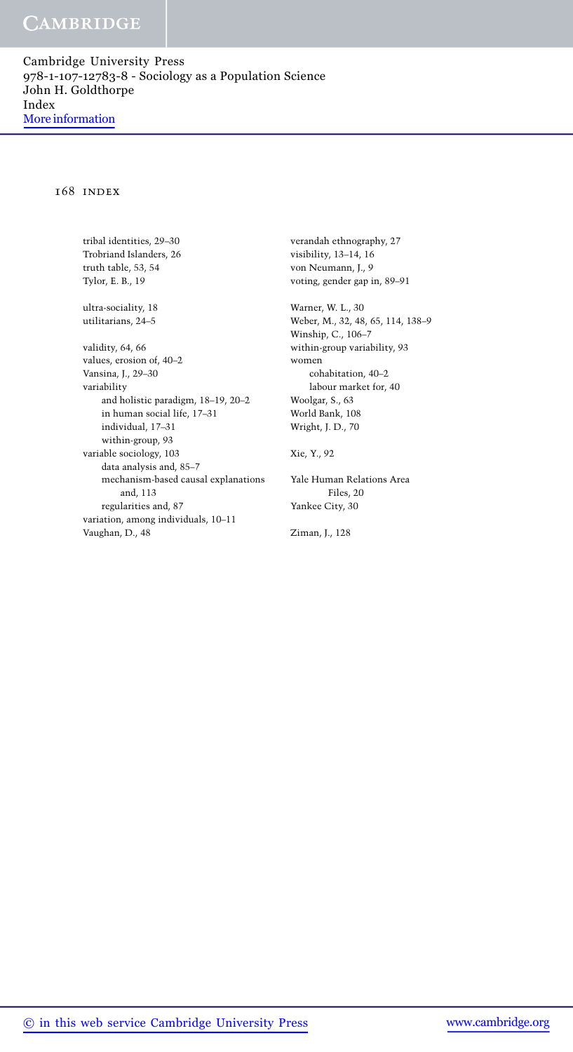tribal identities, 29–30
Trobriand Islanders, 26
truth table, 53, 54
Tylor, E. B., 19

ultra-sociality, 18
utilitarians, 24–5

validity, 64, 66
values, erosion of, 40–2
Vansina, J., 29–30
variability
    and holistic paradigm, 18–19, 20–2
    in human social life, 17–31
    individual, 17–31
    within-group, 93
variable sociology, 103
    data analysis and, 85–7
    mechanism-based causal explanations and, 113
    regularities and, 87
variation, among individuals, 10–11
Vaughan, D., 48
verandah ethnography, 27
visibility, 13–14, 16
von Neumann, J., 9
voting, gender gap in, 89–91

Warner, W. L., 30
Weber, M., 32, 48, 65, 114, 138–9
Winship, C., 106–7
within-group variability, 93
women
    cohabitation, 40–2
    labour market for, 40
Woolgar, S., 63
World Bank, 108
Wright, J. D., 70

Xie, Y., 92

Yale Human Relations Area Files, 20
Yankee City, 30

Ziman, J., 128